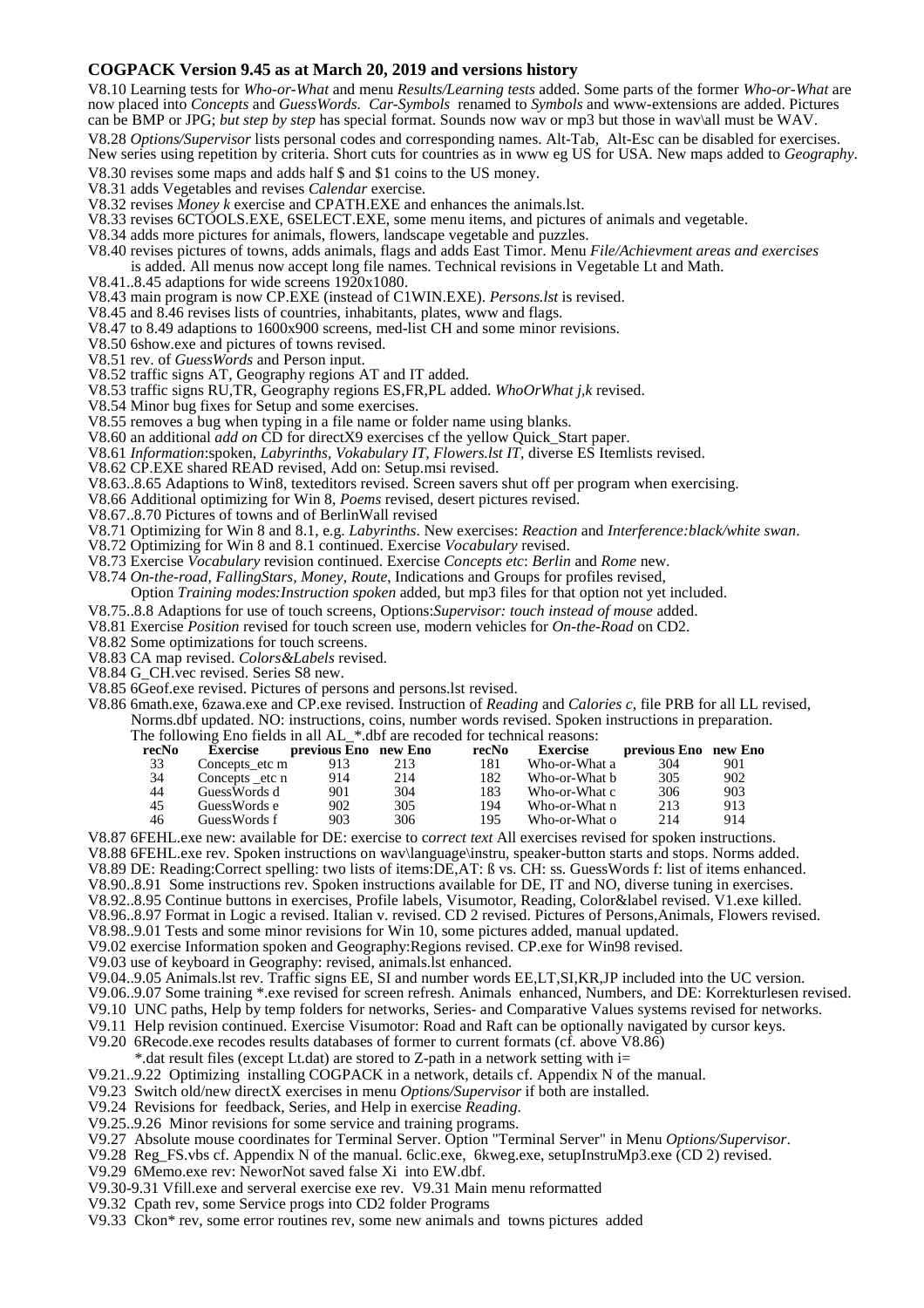### COGPACK Version 9.45 as at March 20, 2019 and versions history

V8.10 Learning tests for *Who-or-What* and menu *Results/Learning tests* added. Some parts of the former *Who-or-What* are now placed into *Concepts* and *GuessWords. Car-Symbols* renamed to *Symbols* and www-extensions are added. Pictures can be BMP or JPG; *but step by step* has special format. Sounds now wav or mp3 but those in wav\all must be WAV.

V8.28 *Options/Supervisor* lists personal codes and corresponding names. Alt-Tab, Alt-Esc can be disabled for exercises. New series using repetition by criteria. Short cuts for countries as in www eg US for USA. New maps added to *Geography*.

V8.30 revises some maps and adds half $ and $1 coins to the US money.

V8.31 adds Vegetables and revises *Calendar* exercise.

V8.32 revises *Money k* exercise and CPATH.EXE and enhances the animals.lst.

V8.33 revises 6CTOOLS.EXE, 6SELECT.EXE, some menu items, and pictures of animals and vegetable.

V8.34 adds more pictures for animals, flowers, landscape vegetable and puzzles.

V8.40 revises pictures of towns, adds animals, flags and adds East Timor. Menu *File/Achievment areas and exercises* is added. All menus now accept long file names. Technical revisions in Vegetable Lt and Math.

V8.41..8.45 adaptions for wide screens 1920x1080.

V8.43 main program is now CP.EXE (instead of C1WIN.EXE). *Persons.lst* is revised.

V8.45 and 8.46 revises lists of countries, inhabitants, plates, www and flags.

V8.47 to 8.49 adaptions to 1600x900 screens, med-list CH and some minor revisions.

V8.50 6show.exe and pictures of towns revised.

V8.51 rev. of *GuessWords* and Person input.

V8.52 traffic signs AT, Geography regions AT and IT added.

V8.53 traffic signs RU,TR, Geography regions ES,FR,PL added. *WhoOrWhat j,k* revised.

V8.54 Minor bug fixes for Setup and some exercises.

V8.55 removes a bug when typing in a file name or folder name using blanks.

V8.60 an additional *add on* CD for directX9 exercises cf the yellow Quick_Start paper.

V8.61 *Information*:spoken, *Labyrinths, Vokabulary IT, Flowers.lst IT*, diverse ES Itemlists revised.

V8.62 CP.EXE shared READ revised, Add on: Setup.msi revised.

V8.63..8.65 Adaptions to Win8, texteditors revised. Screen savers shut off per program when exercising.

V8.66 Additional optimizing for Win 8, *Poems* revised, desert pictures revised.

V8.67..8.70 Pictures of towns and of BerlinWall revised

V8.71 Optimizing for Win 8 and 8.1, e.g. *Labyrinths*. New exercises: *Reaction* and *Interference:black/white swan*.

V8.72 Optimizing for Win 8 and 8.1 continued. Exercise *Vocabulary* revised.

V8.73 Exercise *Vocabulary* revision continued. Exercise *Concepts etc*: *Berlin* and *Rome* new.

V8.74 *On-the-road, FallingStars, Money, Route*, Indications and Groups for profiles revised, Option *Training modes:Instruction spoken* added, but mp3 files for that option not yet included.

V8.75..8.8 Adaptions for use of touch screens, Options:*Supervisor: touch instead of mouse* added.

V8.81 Exercise *Position* revised for touch screen use, modern vehicles for *On-the-Road* on CD2.

V8.82 Some optimizations for touch screens.

V8.83 CA map revised. *Colors&Labels* revised.

V8.84 G_CH.vec revised. Series S8 new.

V8.85 6Geof.exe revised. Pictures of persons and persons.lst revised.

V8.86 6math.exe, 6zawa.exe and CP.exe revised. Instruction of *Reading* and *Calories c*, file PRB for all LL revised, Norms.dbf updated. NO: instructions, coins, number words revised. Spoken instructions in preparation. The following Eno fields in all AL_*.dbf are recoded for technical reasons:

| recNo | Exercise | previous Eno | new Eno | recNo | Exercise | previous Eno | new Eno |
|---|---|---|---|---|---|---|---|
| 33 | Concepts_etc m | 913 | 213 | 181 | Who-or-What a | 304 | 901 |
| 34 | Concepts _etc n | 914 | 214 | 182 | Who-or-What b | 305 | 902 |
| 44 | GuessWords d | 901 | 304 | 183 | Who-or-What c | 306 | 903 |
| 45 | GuessWords e | 902 | 305 | 194 | Who-or-What n | 213 | 913 |
| 46 | GuessWords f | 903 | 306 | 195 | Who-or-What o | 214 | 914 |

V8.87 6FEHL.exe new: available for DE: exercise to c*orrect text* All exercises revised for spoken instructions.

V8.88 6FEHL.exe rev. Spoken instructions on wav\language\instru, speaker-button starts and stops. Norms added.

V8.89 DE: Reading:Correct spelling: two lists of items:DE,AT: ß vs. CH: ss. GuessWords f: list of items enhanced.

V8.90..8.91 Some instructions rev. Spoken instructions available for DE, IT and NO, diverse tuning in exercises.

V8.92..8.95 Continue buttons in exercises, Profile labels, Visumotor, Reading, Color&label revised. V1.exe killed.

V8.96..8.97 Format in Logic a revised. Italian v. revised. CD 2 revised. Pictures of Persons,Animals, Flowers revised.

V8.98..9.01 Tests and some minor revisions for Win 10, some pictures added, manual updated.

V9.02 exercise Information spoken and Geography:Regions revised. CP.exe for Win98 revised.

V9.03 use of keyboard in Geography: revised, animals.lst enhanced.

V9.04..9.05 Animals.lst rev. Traffic signs EE, SI and number words EE,LT,SI,KR,JP included into the UC version.

V9.06..9.07 Some training *.exe revised for screen refresh. Animals enhanced, Numbers, and DE: Korrekturlesen revised.

V9.10 UNC paths, Help by temp folders for networks, Series- and Comparative Values systems revised for networks.

V9.11 Help revision continued. Exercise Visumotor: Road and Raft can be optionally navigated by cursor keys.

V9.20 6Recode.exe recodes results databases of former to current formats (cf. above V8.86) *.dat result files (except Lt.dat) are stored to Z-path in a network setting with i=

V9.21..9.22 Optimizing installing COGPACK in a network, details cf. Appendix N of the manual.

V9.23 Switch old/new directX exercises in menu *Options/Supervisor* if both are installed.

V9.24 Revisions for feedback, Series, and Help in exercise *Reading*.

V9.25..9.26 Minor revisions for some service and training programs.

V9.27 Absolute mouse coordinates for Terminal Server. Option "Terminal Server" in Menu *Options/Supervisor*.

V9.28 Reg_FS.vbs cf. Appendix N of the manual. 6clic.exe, 6kweg.exe, setupInstruMp3.exe (CD 2) revised.

V9.29 6Memo.exe rev: NeworNot saved false Xi into EW.dbf.

V9.30-9.31 Vfill.exe and serveral exercise exe rev. V9.31 Main menu reformatted

V9.32 Cpath rev, some Service progs into CD2 folder Programs

V9.33 Ckon* rev, some error routines rev, some new animals and towns pictures added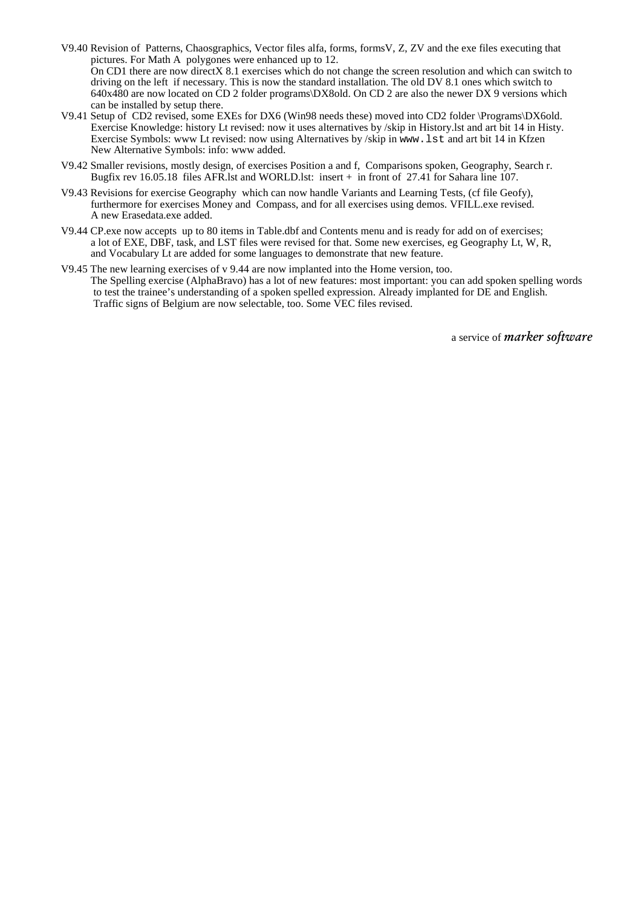V9.40 Revision of Patterns, Chaosgraphics, Vector files alfa, forms, formsV, Z, ZV and the exe files executing that pictures. For Math A polygones were enhanced up to 12.
On CD1 there are now directX 8.1 exercises which do not change the screen resolution and which can switch to driving on the left if necessary. This is now the standard installation. The old DV 8.1 ones which switch to 640x480 are now located on CD 2 folder programs\DX8old. On CD 2 are also the newer DX 9 versions which can be installed by setup there.

V9.41 Setup of CD2 revised, some EXEs for DX6 (Win98 needs these) moved into CD2 folder \Programs\DX6old.
Exercise Knowledge: history Lt revised: now it uses alternatives by /skip in History.lst and art bit 14 in Histy.
Exercise Symbols: www Lt revised: now using Alternatives by /skip in `www.lst` and art bit 14 in Kfzen
New Alternative Symbols: info: www added.

V9.42 Smaller revisions, mostly design, of exercises Position a and f, Comparisons spoken, Geography, Search r.
Bugfix rev 16.05.18 files AFR.lst and WORLD.lst: insert + in front of 27.41 for Sahara line 107.

V9.43 Revisions for exercise Geography which can now handle Variants and Learning Tests, (cf file Geofy), furthermore for exercises Money and Compass, and for all exercises using demos. VFILL.exe revised.
A new Erasedata.exe added.

V9.44 CP.exe now accepts up to 80 items in Table.dbf and Contents menu and is ready for add on of exercises; a lot of EXE, DBF, task, and LST files were revised for that. Some new exercises, eg Geography Lt, W, R, and Vocabulary Lt are added for some languages to demonstrate that new feature.

V9.45 The new learning exercises of v 9.44 are now implanted into the Home version, too.
The Spelling exercise (AlphaBravo) has a lot of new features: most important: you can add spoken spelling words to test the trainee's understanding of a spoken spelled expression. Already implanted for DE and English.
Traffic signs of Belgium are now selectable, too. Some VEC files revised.

a service of *marker software*